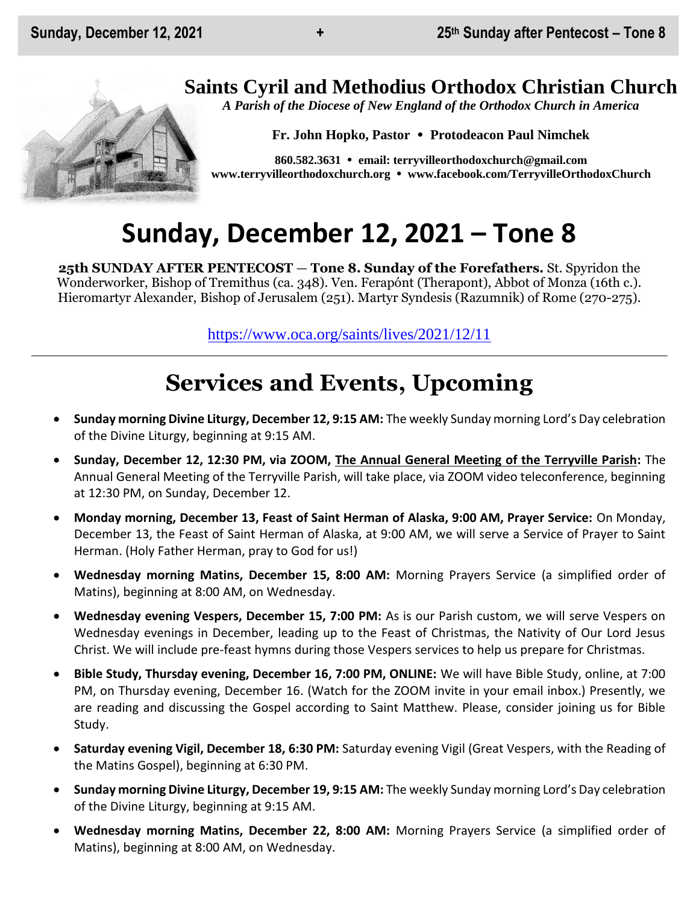# Saints Cyril and Methodius Orthodox Christian Church

*A Parish of the Diocese of New England of the Orthodox Church in America*

**Fr. John Hopko, Pastor • Protodeacon Paul Nimchek**

**860.582.3631 • email: terryvilleorthodoxchurch@gmail.com**
**www.terryvilleorthodoxchurch.org • www.facebook.com/TerryvilleOrthodoxChurch**

# Sunday, December 12, 2021 – Tone 8

**25th SUNDAY AFTER PENTECOST — Tone 8. Sunday of the Forefathers.** St. Spyridon the Wonderworker, Bishop of Tremithus (ca. 348). Ven. Ferapónt (Therapont), Abbot of Monza (16th c.). Hieromartyr Alexander, Bishop of Jerusalem (251). Martyr Syndesis (Razumnik) of Rome (270-275).

https://www.oca.org/saints/lives/2021/12/11

---

# Services and Events, Upcoming

- **Sunday morning Divine Liturgy, December 12, 9:15 AM:** The weekly Sunday morning Lord's Day celebration of the Divine Liturgy, beginning at 9:15 AM.
- **Sunday, December 12, 12:30 PM, via ZOOM, The Annual General Meeting of the Terryville Parish:** The Annual General Meeting of the Terryville Parish, will take place, via ZOOM video teleconference, beginning at 12:30 PM, on Sunday, December 12.
- **Monday morning, December 13, Feast of Saint Herman of Alaska, 9:00 AM, Prayer Service:** On Monday, December 13, the Feast of Saint Herman of Alaska, at 9:00 AM, we will serve a Service of Prayer to Saint Herman. (Holy Father Herman, pray to God for us!)
- **Wednesday morning Matins, December 15, 8:00 AM:** Morning Prayers Service (a simplified order of Matins), beginning at 8:00 AM, on Wednesday.
- **Wednesday evening Vespers, December 15, 7:00 PM:** As is our Parish custom, we will serve Vespers on Wednesday evenings in December, leading up to the Feast of Christmas, the Nativity of Our Lord Jesus Christ. We will include pre-feast hymns during those Vespers services to help us prepare for Christmas.
- **Bible Study, Thursday evening, December 16, 7:00 PM, ONLINE:** We will have Bible Study, online, at 7:00 PM, on Thursday evening, December 16. (Watch for the ZOOM invite in your email inbox.) Presently, we are reading and discussing the Gospel according to Saint Matthew. Please, consider joining us for Bible Study.
- **Saturday evening Vigil, December 18, 6:30 PM:** Saturday evening Vigil (Great Vespers, with the Reading of the Matins Gospel), beginning at 6:30 PM.
- **Sunday morning Divine Liturgy, December 19, 9:15 AM:** The weekly Sunday morning Lord's Day celebration of the Divine Liturgy, beginning at 9:15 AM.
- **Wednesday morning Matins, December 22, 8:00 AM:** Morning Prayers Service (a simplified order of Matins), beginning at 8:00 AM, on Wednesday.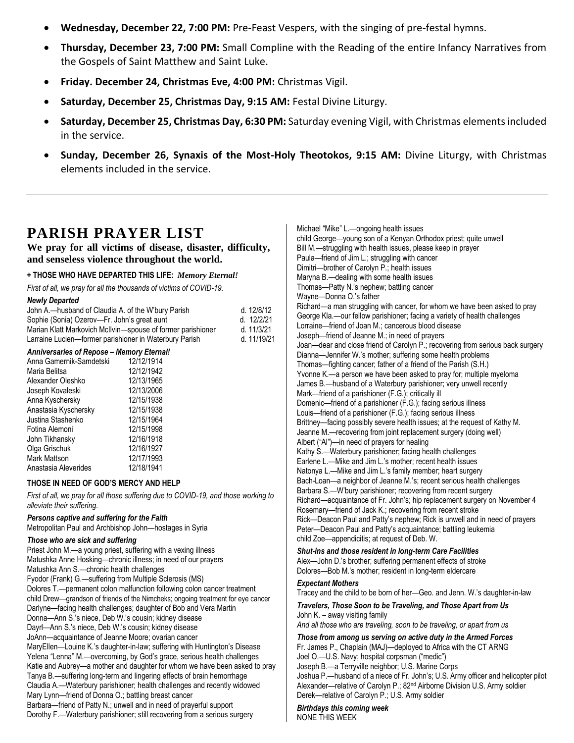- **Wednesday, December 22, 7:00 PM:** Pre-Feast Vespers, with the singing of pre-festal hymns.
- **Thursday, December 23, 7:00 PM:** Small Compline with the Reading of the entire Infancy Narratives from the Gospels of Saint Matthew and Saint Luke.
- **Friday. December 24, Christmas Eve, 4:00 PM:** Christmas Vigil.
- **Saturday, December 25, Christmas Day, 9:15 AM:** Festal Divine Liturgy.
- **Saturday, December 25, Christmas Day, 6:30 PM:** Saturday evening Vigil, with Christmas elements included in the service.
- **Sunday, December 26, Synaxis of the Most-Holy Theotokos, 9:15 AM:** Divine Liturgy, with Christmas elements included in the service.

---

# PARISH PRAYER LIST

**We pray for all victims of disease, disaster, difficulty, and senseless violence throughout the world.**

**+ THOSE WHO HAVE DEPARTED THIS LIFE:** ***Memory Eternal!***

*First of all, we pray for all the thousands of victims of COVID-19.*

***Newly Departed***

| | |
|---|---|
| John A.—husband of Claudia A. of the W'bury Parish | d. 12/8/12 |
| Sophie (Sonia) Ozerov—Fr. John's great aunt | d. 12/2/21 |
| Marian Klatt Markovich McIlvin—spouse of former parishioner | d. 11/3/21 |
| Larraine Lucien—former parishioner in Waterbury Parish | d. 11/19/21 |

***Anniversaries of Repose – Memory Eternal!***

| | |
|---|---|
| Anna Gamernik-Samdetski | 12/12/1914 |
| Maria Belitsa | 12/12/1942 |
| Alexander Oleshko | 12/13/1965 |
| Joseph Kovaleski | 12/13/2006 |
| Anna Kyschersky | 12/15/1938 |
| Anastasia Kyschersky | 12/15/1938 |
| Justina Stashenko | 12/15/1964 |
| Fotina Alemoni | 12/15/1998 |
| John Tikhansky | 12/16/1918 |
| Olga Grischuk | 12/16/1927 |
| Mark Mattson | 12/17/1993 |
| Anastasia Aleverides | 12/18/1941 |

**THOSE IN NEED OF GOD'S MERCY AND HELP**

*First of all, we pray for all those suffering due to COVID-19, and those working to alleviate their suffering.*

***Persons captive and suffering for the Faith***

Metropolitan Paul and Archbishop John—hostages in Syria

***Those who are sick and suffering***

Priest John M.—a young priest, suffering with a vexing illness
Matushka Anne Hosking—chronic illness; in need of our prayers
Matushka Ann S.—chronic health challenges
Fyodor (Frank) G.—suffering from Multiple Sclerosis (MS)
Dolores T.—permanent colon malfunction following colon cancer treatment
child Drew—grandson of friends of the Nimcheks; ongoing treatment for eye cancer
Darlyne—facing health challenges; daughter of Bob and Vera Martin
Donna—Ann S.'s niece, Deb W.'s cousin; kidney disease
Dayrl—Ann S.'s niece, Deb W.'s cousin; kidney disease
JoAnn—acquaintance of Jeanne Moore; ovarian cancer
MaryEllen—Louine K.'s daughter-in-law; suffering with Huntington's Disease
Yelena "Lenna" M.—overcoming, by God's grace, serious health challenges
Katie and Aubrey—a mother and daughter for whom we have been asked to pray
Tanya B.—suffering long-term and lingering effects of brain hemorrhage
Claudia A.—Waterbury parishioner; health challenges and recently widowed
Mary Lynn—friend of Donna O.; battling breast cancer
Barbara—friend of Patty N.; unwell and in need of prayerful support
Dorothy F.—Waterbury parishioner; still recovering from a serious surgery
Michael "Mike" L.—ongoing health issues
child George—young son of a Kenyan Orthodox priest; quite unwell
Bill M.—struggling with health issues, please keep in prayer
Paula—friend of Jim L.; struggling with cancer
Dimitri—brother of Carolyn P.; health issues
Maryna B.—dealing with some health issues
Thomas—Patty N.'s nephew; battling cancer
Wayne—Donna O.'s father
Richard—a man struggling with cancer, for whom we have been asked to pray
George Kla.—our fellow parishioner; facing a variety of health challenges
Lorraine—friend of Joan M.; cancerous blood disease
Joseph—friend of Jeanne M.; in need of prayers
Joan—dear and close friend of Carolyn P.; recovering from serious back surgery
Dianna—Jennifer W.'s mother; suffering some health problems
Thomas—fighting cancer; father of a friend of the Parish (S.H.)
Yvonne K.—a person we have been asked to pray for; multiple myeloma
James B.—husband of a Waterbury parishioner; very unwell recently
Mark—friend of a parishioner (F.G.); critically ill
Domenic—friend of a parishioner (F.G.); facing serious illness
Louis—friend of a parishioner (F.G.); facing serious illness
Brittney—facing possibly severe health issues; at the request of Kathy M.
Jeanne M.—recovering from joint replacement surgery (doing well)
Albert ("Al")—in need of prayers for healing
Kathy S.—Waterbury parishioner; facing health challenges
Earlene L.—Mike and Jim L.'s mother; recent health issues
Natonya L.—Mike and Jim L.'s family member; heart surgery
Bach-Loan—a neighbor of Jeanne M.'s; recent serious health challenges
Barbara S.—W'bury parishioner; recovering from recent surgery
Richard—acquaintance of Fr. John's; hip replacement surgery on November 4
Rosemary—friend of Jack K.; recovering from recent stroke
Rick—Deacon Paul and Patty's nephew; Rick is unwell and in need of prayers
Peter—Deacon Paul and Patty's acquaintance; battling leukemia
child Zoe—appendicitis; at request of Deb. W.

***Shut-ins and those resident in long-term Care Facilities***

Alex—John D.'s brother; suffering permanent effects of stroke
Dolores—Bob M.'s mother; resident in long-term eldercare

***Expectant Mothers***

Tracey and the child to be born of her—Geo. and Jenn. W.'s daughter-in-law

***Travelers, Those Soon to be Traveling, and Those Apart from Us***

John K. – away visiting family
*And all those who are traveling, soon to be traveling, or apart from us*

***Those from among us serving on active duty in the Armed Forces***

Fr. James P., Chaplain (MAJ)—deployed to Africa with the CT ARNG
Joel O.—U.S. Navy; hospital corpsman ("medic")
Joseph B.—a Terryville neighbor; U.S. Marine Corps
Joshua P.—husband of a niece of Fr. John's; U.S. Army officer and helicopter pilot
Alexander—relative of Carolyn P.; 82nd Airborne Division U.S. Army soldier
Derek—relative of Carolyn P.; U.S. Army soldier

***Birthdays this coming week***

NONE THIS WEEK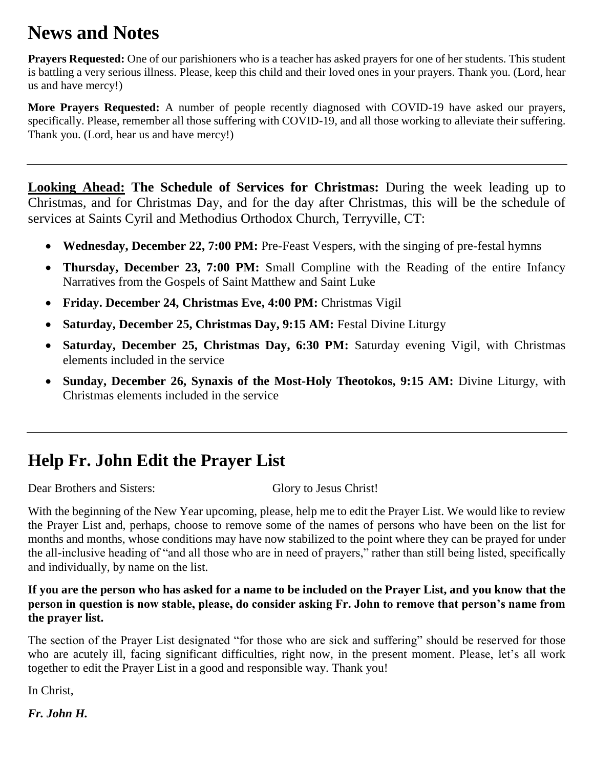# News and Notes

**Prayers Requested:** One of our parishioners who is a teacher has asked prayers for one of her students. This student is battling a very serious illness. Please, keep this child and their loved ones in your prayers. Thank you. (Lord, hear us and have mercy!)

**More Prayers Requested:** A number of people recently diagnosed with COVID-19 have asked our prayers, specifically. Please, remember all those suffering with COVID-19, and all those working to alleviate their suffering. Thank you. (Lord, hear us and have mercy!)

---

**Looking Ahead: The Schedule of Services for Christmas:** During the week leading up to Christmas, and for Christmas Day, and for the day after Christmas, this will be the schedule of services at Saints Cyril and Methodius Orthodox Church, Terryville, CT:

- **Wednesday, December 22, 7:00 PM:** Pre-Feast Vespers, with the singing of pre-festal hymns
- **Thursday, December 23, 7:00 PM:** Small Compline with the Reading of the entire Infancy Narratives from the Gospels of Saint Matthew and Saint Luke
- **Friday. December 24, Christmas Eve, 4:00 PM:** Christmas Vigil
- **Saturday, December 25, Christmas Day, 9:15 AM:** Festal Divine Liturgy
- **Saturday, December 25, Christmas Day, 6:30 PM:** Saturday evening Vigil, with Christmas elements included in the service
- **Sunday, December 26, Synaxis of the Most-Holy Theotokos, 9:15 AM:** Divine Liturgy, with Christmas elements included in the service

---

# Help Fr. John Edit the Prayer List

Dear Brothers and Sisters: Glory to Jesus Christ!

With the beginning of the New Year upcoming, please, help me to edit the Prayer List. We would like to review the Prayer List and, perhaps, choose to remove some of the names of persons who have been on the list for months and months, whose conditions may have now stabilized to the point where they can be prayed for under the all-inclusive heading of "and all those who are in need of prayers," rather than still being listed, specifically and individually, by name on the list.

**If you are the person who has asked for a name to be included on the Prayer List, and you know that the person in question is now stable, please, do consider asking Fr. John to remove that person's name from the prayer list.**

The section of the Prayer List designated "for those who are sick and suffering" should be reserved for those who are acutely ill, facing significant difficulties, right now, in the present moment. Please, let's all work together to edit the Prayer List in a good and responsible way. Thank you!

In Christ,

***Fr. John H.***